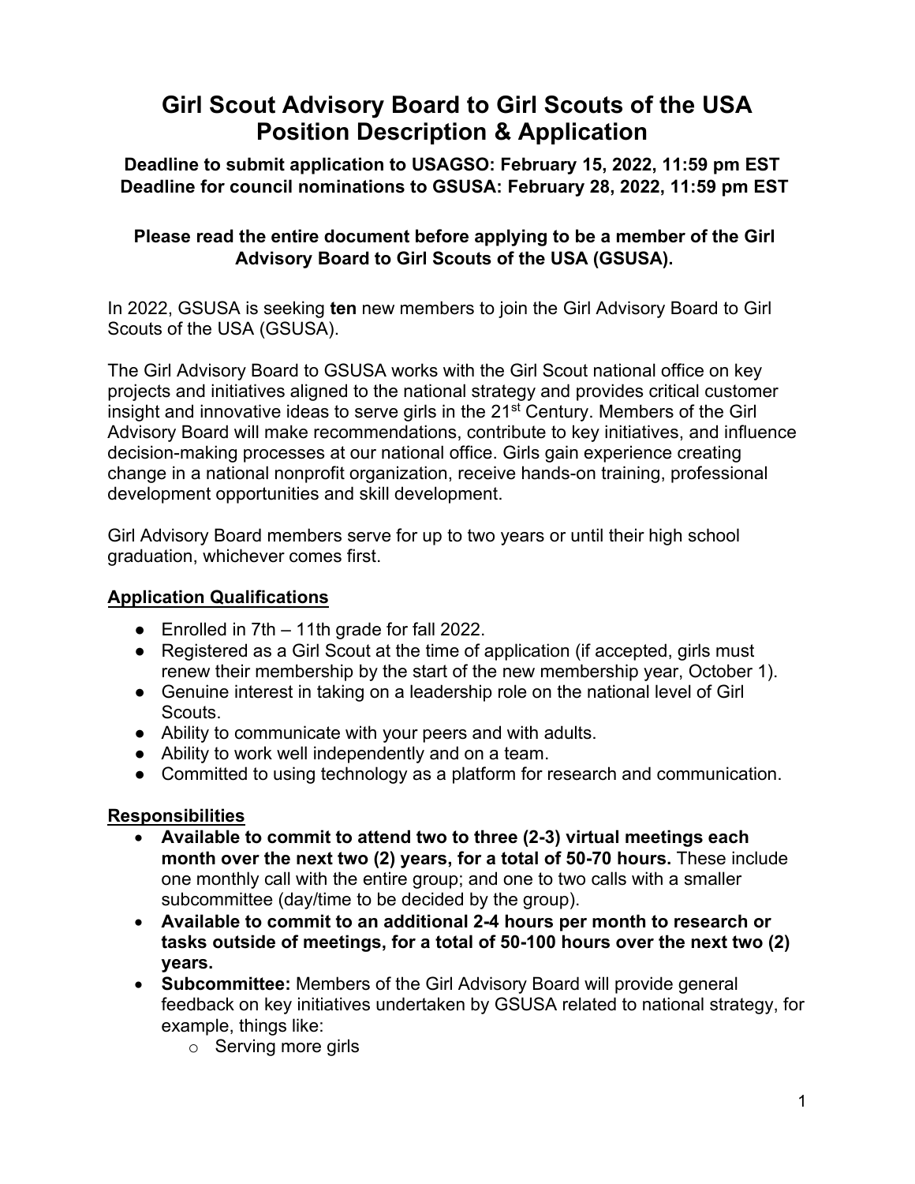# Girl Scout Advisory Board to Girl Scouts of the USA Position Description & Application

**Deadline to submit application to USAGSO: February 15, 2022, 11:59 pm EST**
**Deadline for council nominations to GSUSA: February 28, 2022, 11:59 pm EST**

**Please read the entire document before applying to be a member of the Girl Advisory Board to Girl Scouts of the USA (GSUSA).**

In 2022, GSUSA is seeking **ten** new members to join the Girl Advisory Board to Girl Scouts of the USA (GSUSA).

The Girl Advisory Board to GSUSA works with the Girl Scout national office on key projects and initiatives aligned to the national strategy and provides critical customer insight and innovative ideas to serve girls in the 21st Century. Members of the Girl Advisory Board will make recommendations, contribute to key initiatives, and influence decision-making processes at our national office. Girls gain experience creating change in a national nonprofit organization, receive hands-on training, professional development opportunities and skill development.

Girl Advisory Board members serve for up to two years or until their high school graduation, whichever comes first.

## Application Qualifications

- Enrolled in 7th – 11th grade for fall 2022.
- Registered as a Girl Scout at the time of application (if accepted, girls must renew their membership by the start of the new membership year, October 1).
- Genuine interest in taking on a leadership role on the national level of Girl Scouts.
- Ability to communicate with your peers and with adults.
- Ability to work well independently and on a team.
- Committed to using technology as a platform for research and communication.

## Responsibilities

- **Available to commit to attend two to three (2-3) virtual meetings each month over the next two (2) years, for a total of 50-70 hours.** These include one monthly call with the entire group; and one to two calls with a smaller subcommittee (day/time to be decided by the group).
- **Available to commit to an additional 2-4 hours per month to research or tasks outside of meetings, for a total of 50-100 hours over the next two (2) years.**
- **Subcommittee:** Members of the Girl Advisory Board will provide general feedback on key initiatives undertaken by GSUSA related to national strategy, for example, things like:
  - Serving more girls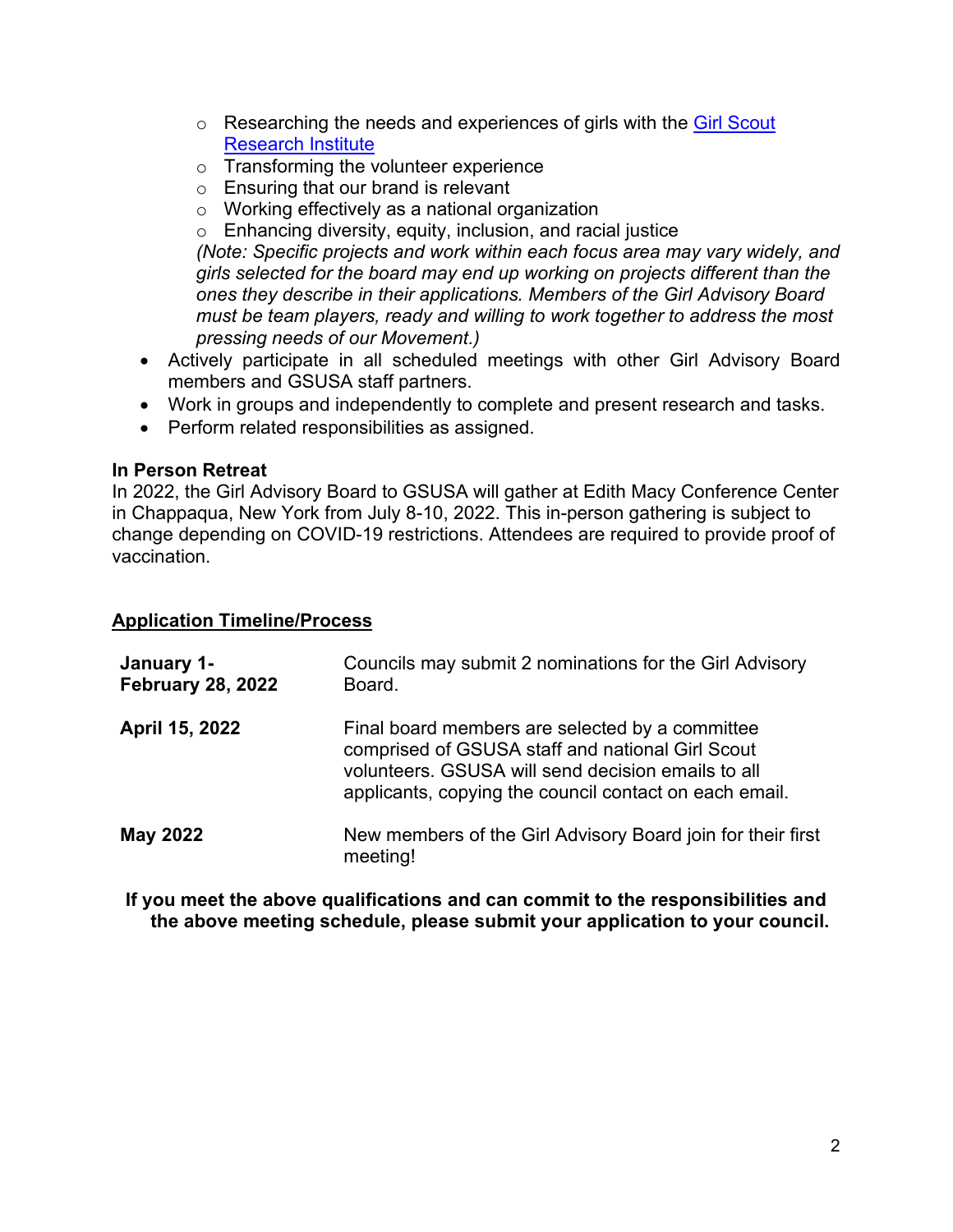- Researching the needs and experiences of girls with the [Girl Scout Research Institute]
    - Transforming the volunteer experience
    - Ensuring that our brand is relevant
    - Working effectively as a national organization
    - Enhancing diversity, equity, inclusion, and racial justice

    *(Note: Specific projects and work within each focus area may vary widely, and girls selected for the board may end up working on projects different than the ones they describe in their applications. Members of the Girl Advisory Board must be team players, ready and willing to work together to address the most pressing needs of our Movement.)*

- Actively participate in all scheduled meetings with other Girl Advisory Board members and GSUSA staff partners.
- Work in groups and independently to complete and present research and tasks.
- Perform related responsibilities as assigned.

**In Person Retreat**

In 2022, the Girl Advisory Board to GSUSA will gather at Edith Macy Conference Center in Chappaqua, New York from July 8-10, 2022. This in-person gathering is subject to change depending on COVID-19 restrictions. Attendees are required to provide proof of vaccination.

## Application Timeline/Process

| | |
|---|---|
| **January 1- February 28, 2022** | Councils may submit 2 nominations for the Girl Advisory Board. |
| **April 15, 2022** | Final board members are selected by a committee comprised of GSUSA staff and national Girl Scout volunteers. GSUSA will send decision emails to all applicants, copying the council contact on each email. |
| **May 2022** | New members of the Girl Advisory Board join for their first meeting! |

**If you meet the above qualifications and can commit to the responsibilities and the above meeting schedule, please submit your application to your council.**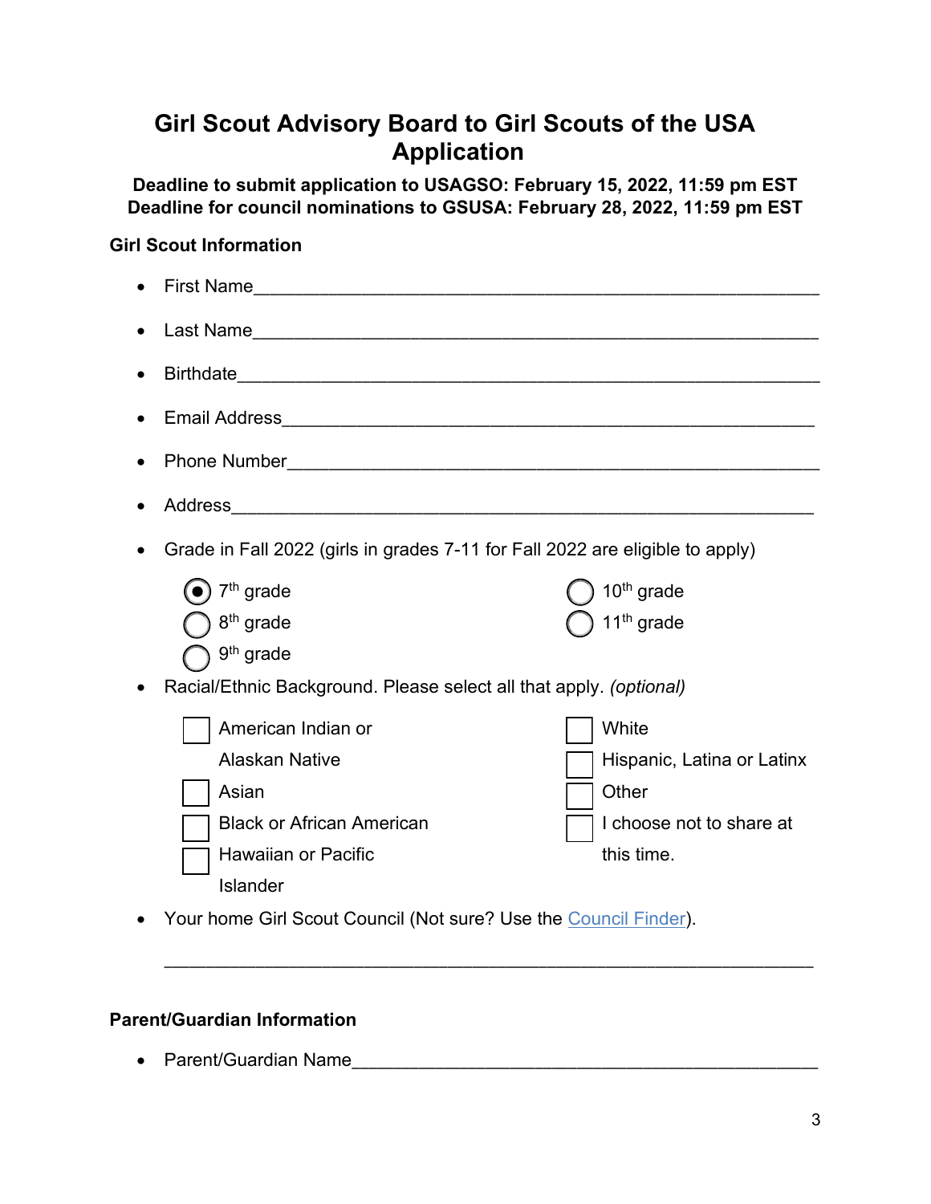# Girl Scout Advisory Board to Girl Scouts of the USA Application

**Deadline to submit application to USAGSO: February 15, 2022, 11:59 pm EST**
**Deadline for council nominations to GSUSA: February 28, 2022, 11:59 pm EST**

### Girl Scout Information

- First Name___________________________________________________________
- Last Name___________________________________________________________
- Birthdate____________________________________________________________
- Email Address________________________________________________________
- Phone Number________________________________________________________
- Address______________________________________________________________
- Grade in Fall 2022 (girls in grades 7-11 for Fall 2022 are eligible to apply)

  - (●) 7th grade
  - ( ) 8th grade
  - ( ) 9th grade
  - ( ) 10th grade
  - ( ) 11th grade

- Racial/Ethnic Background. Please select all that apply. *(optional)*

  - [ ] American Indian or Alaskan Native
  - [ ] Asian
  - [ ] Black or African American
  - [ ] Hawaiian or Pacific Islander
  - [ ] White
  - [ ] Hispanic, Latina or Latinx
  - [ ] Other
  - [ ] I choose not to share at this time.

- Your home Girl Scout Council (Not sure? Use the Council Finder).

  ______________________________________________________________

### Parent/Guardian Information

- Parent/Guardian Name_________________________________________________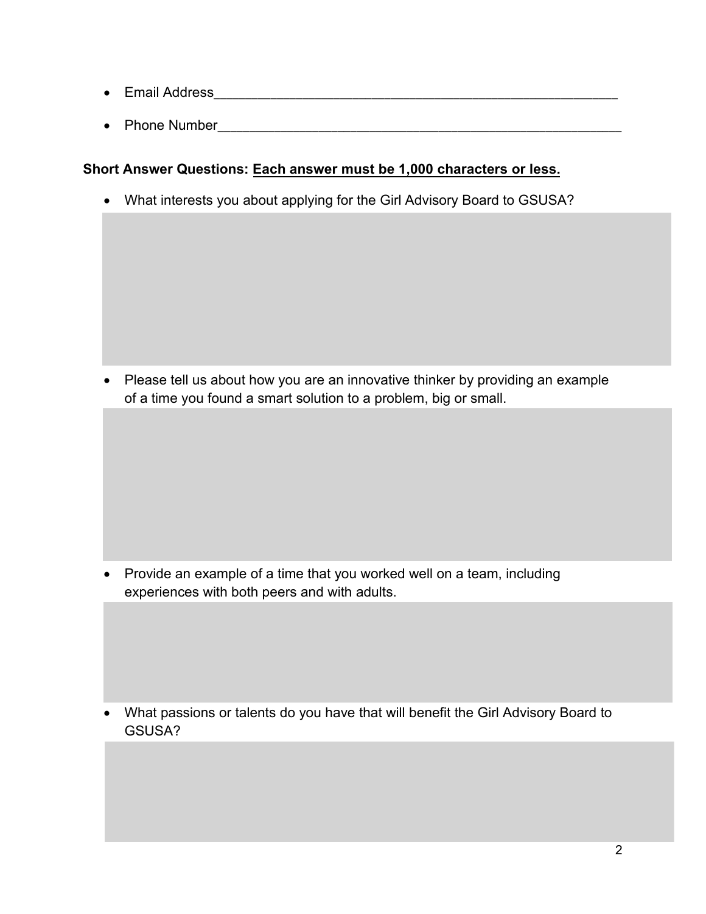- Email Address_______________________________________________________
- Phone Number_______________________________________________________

**Short Answer Questions: <u>Each answer must be 1,000 characters or less.</u>**

- What interests you about applying for the Girl Advisory Board to GSUSA?

- Please tell us about how you are an innovative thinker by providing an example of a time you found a smart solution to a problem, big or small.

- Provide an example of a time that you worked well on a team, including experiences with both peers and with adults.

- What passions or talents do you have that will benefit the Girl Advisory Board to GSUSA?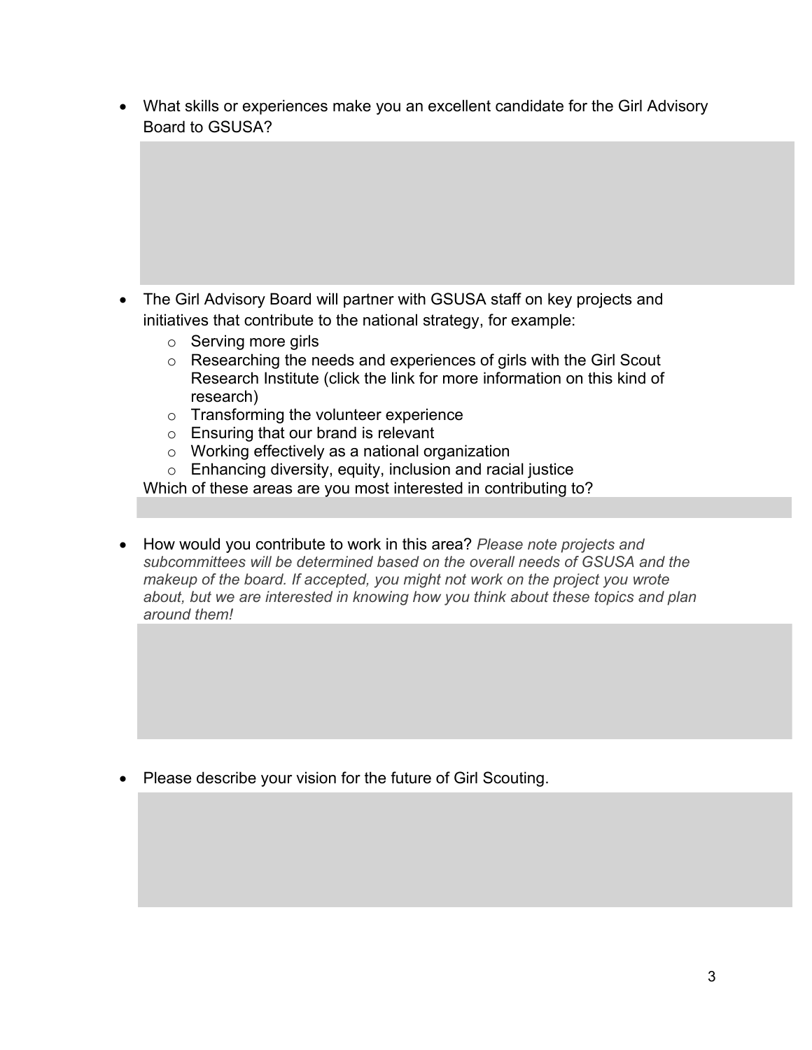- What skills or experiences make you an excellent candidate for the Girl Advisory Board to GSUSA?

- The Girl Advisory Board will partner with GSUSA staff on key projects and initiatives that contribute to the national strategy, for example:
  - Serving more girls
  - Researching the needs and experiences of girls with the Girl Scout Research Institute (click the link for more information on this kind of research)
  - Transforming the volunteer experience
  - Ensuring that our brand is relevant
  - Working effectively as a national organization
  - Enhancing diversity, equity, inclusion and racial justice

  Which of these areas are you most interested in contributing to?

- How would you contribute to work in this area? *Please note projects and subcommittees will be determined based on the overall needs of GSUSA and the makeup of the board. If accepted, you might not work on the project you wrote about, but we are interested in knowing how you think about these topics and plan around them!*

- Please describe your vision for the future of Girl Scouting.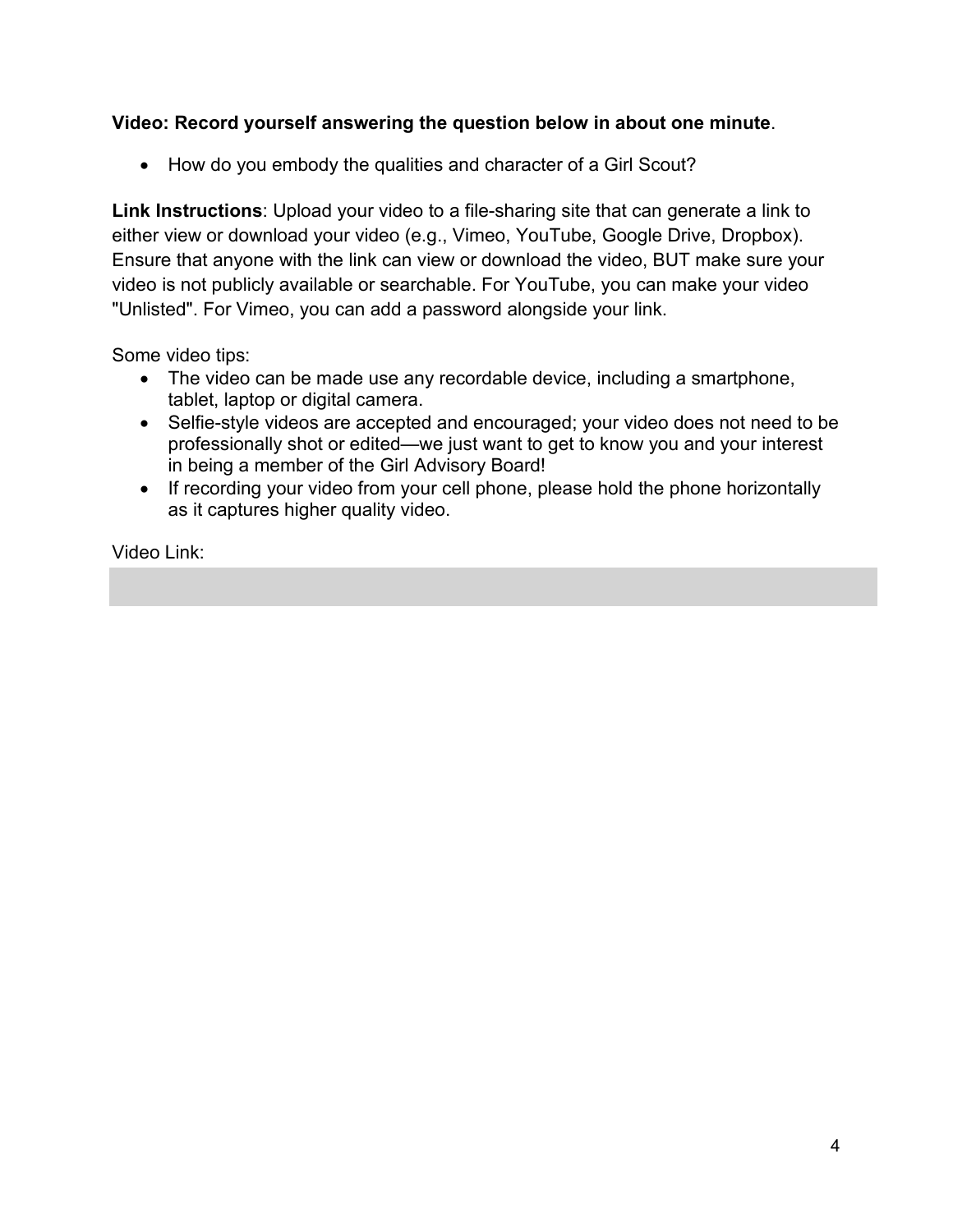**Video: Record yourself answering the question below in about one minute**.

- How do you embody the qualities and character of a Girl Scout?

**Link Instructions**: Upload your video to a file-sharing site that can generate a link to either view or download your video (e.g., Vimeo, YouTube, Google Drive, Dropbox). Ensure that anyone with the link can view or download the video, BUT make sure your video is not publicly available or searchable. For YouTube, you can make your video "Unlisted". For Vimeo, you can add a password alongside your link.

Some video tips:

- The video can be made use any recordable device, including a smartphone, tablet, laptop or digital camera.
- Selfie-style videos are accepted and encouraged; your video does not need to be professionally shot or edited—we just want to get to know you and your interest in being a member of the Girl Advisory Board!
- If recording your video from your cell phone, please hold the phone horizontally as it captures higher quality video.

Video Link: